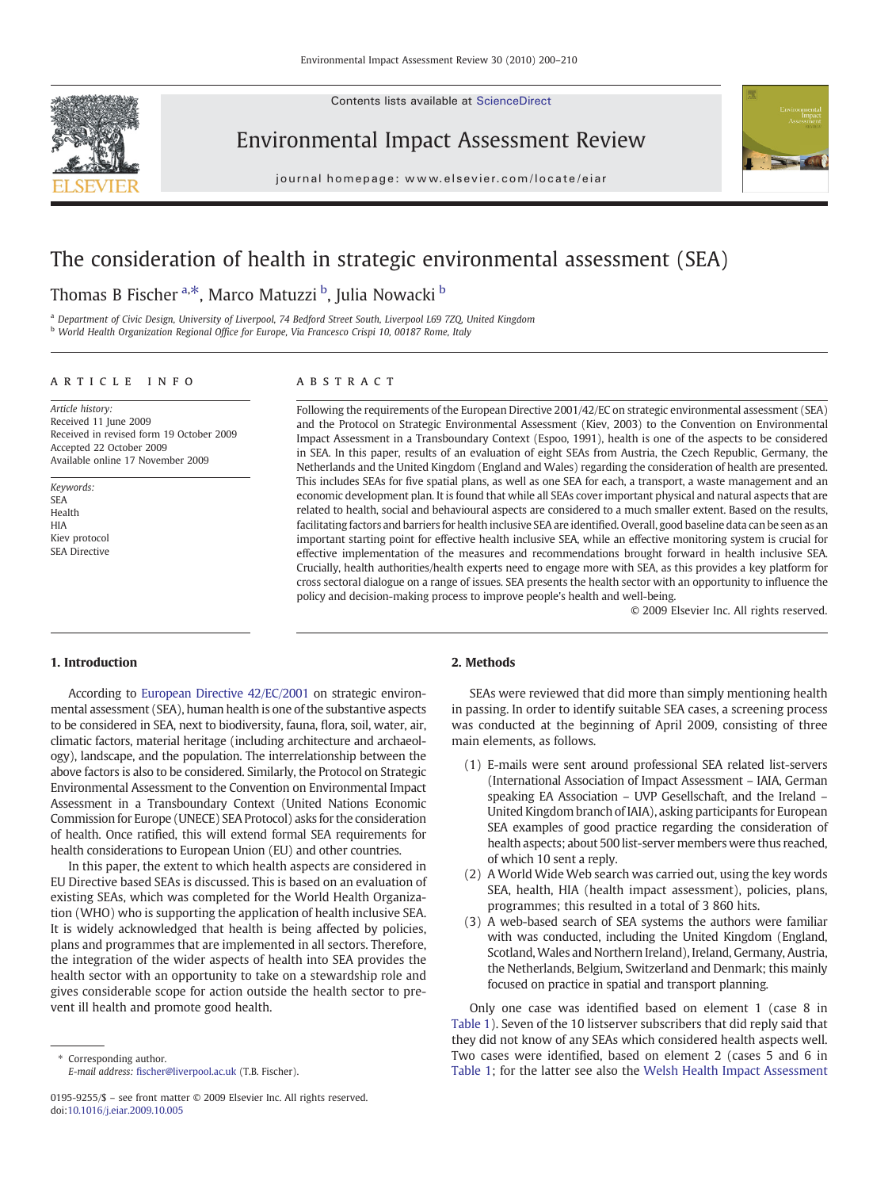# The consideration of health in strategic environmental assessment (SEA)

Thomas B Fischer [a,*], Marco Matuzzi [b], Julia Nowacki [b]

[a] Department of Civic Design, University of Liverpool, 74 Bedford Street South, Liverpool L69 7ZQ, United Kingdom
[b] World Health Organization Regional Office for Europe, Via Francesco Crispi 10, 00187 Rome, Italy

**ARTICLE INFO**

*Article history:*
Received 11 June 2009
Received in revised form 19 October 2009
Accepted 22 October 2009
Available online 17 November 2009

*Keywords:*
SEA
Health
HIA
Kiev protocol
SEA Directive

**ABSTRACT**

Following the requirements of the European Directive 2001/42/EC on strategic environmental assessment (SEA) and the Protocol on Strategic Environmental Assessment (Kiev, 2003) to the Convention on Environmental Impact Assessment in a Transboundary Context (Espoo, 1991), health is one of the aspects to be considered in SEA. In this paper, results of an evaluation of eight SEAs from Austria, the Czech Republic, Germany, the Netherlands and the United Kingdom (England and Wales) regarding the consideration of health are presented. This includes SEAs for five spatial plans, as well as one SEA for each, a transport, a waste management and an economic development plan. It is found that while all SEAs cover important physical and natural aspects that are related to health, social and behavioural aspects are considered to a much smaller extent. Based on the results, facilitating factors and barriers for health inclusive SEA are identified. Overall, good baseline data can be seen as an important starting point for effective health inclusive SEA, while an effective monitoring system is crucial for effective implementation of the measures and recommendations brought forward in health inclusive SEA. Crucially, health authorities/health experts need to engage more with SEA, as this provides a key platform for cross sectoral dialogue on a range of issues. SEA presents the health sector with an opportunity to influence the policy and decision-making process to improve people's health and well-being.

© 2009 Elsevier Inc. All rights reserved.

## 1. Introduction

According to European Directive 42/EC/2001 on strategic environmental assessment (SEA), human health is one of the substantive aspects to be considered in SEA, next to biodiversity, fauna, flora, soil, water, air, climatic factors, material heritage (including architecture and archaeology), landscape, and the population. The interrelationship between the above factors is also to be considered. Similarly, the Protocol on Strategic Environmental Assessment to the Convention on Environmental Impact Assessment in a Transboundary Context (United Nations Economic Commission for Europe (UNECE) SEA Protocol) asks for the consideration of health. Once ratified, this will extend formal SEA requirements for health considerations to European Union (EU) and other countries.

In this paper, the extent to which health aspects are considered in EU Directive based SEAs is discussed. This is based on an evaluation of existing SEAs, which was completed for the World Health Organization (WHO) who is supporting the application of health inclusive SEA. It is widely acknowledged that health is being affected by policies, plans and programmes that are implemented in all sectors. Therefore, the integration of the wider aspects of health into SEA provides the health sector with an opportunity to take on a stewardship role and gives considerable scope for action outside the health sector to prevent ill health and promote good health.

## 2. Methods

SEAs were reviewed that did more than simply mentioning health in passing. In order to identify suitable SEA cases, a screening process was conducted at the beginning of April 2009, consisting of three main elements, as follows.

(1) E-mails were sent around professional SEA related list-servers (International Association of Impact Assessment – IAIA, German speaking EA Association – UVP Gesellschaft, and the Ireland – United Kingdom branch of IAIA), asking participants for European SEA examples of good practice regarding the consideration of health aspects; about 500 list-server members were thus reached, of which 10 sent a reply.
(2) A World Wide Web search was carried out, using the key words SEA, health, HIA (health impact assessment), policies, plans, programmes; this resulted in a total of 3 860 hits.
(3) A web-based search of SEA systems the authors were familiar with was conducted, including the United Kingdom (England, Scotland, Wales and Northern Ireland), Ireland, Germany, Austria, the Netherlands, Belgium, Switzerland and Denmark; this mainly focused on practice in spatial and transport planning.

Only one case was identified based on element 1 (case 8 in Table 1). Seven of the 10 listserver subscribers that did reply said that they did not know of any SEAs which considered health aspects well. Two cases were identified, based on element 2 (cases 5 and 6 in Table 1; for the latter see also the Welsh Health Impact Assessment

* Corresponding author.
E-mail address: fischer@liverpool.ac.uk (T.B. Fischer).

0195-9255/$ – see front matter © 2009 Elsevier Inc. All rights reserved.
doi:10.1016/j.eiar.2009.10.005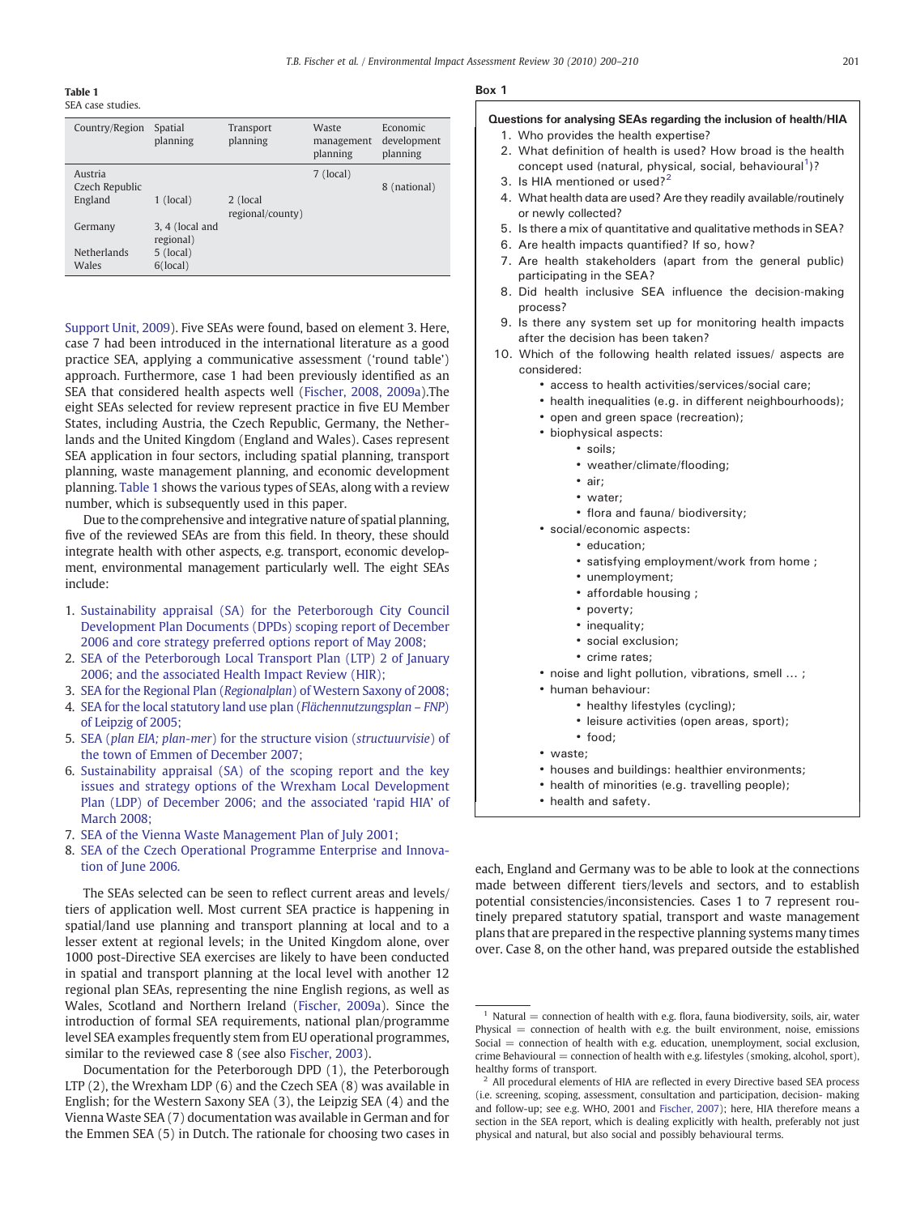**Table 1**
SEA case studies.

| Country/Region | Spatial planning | Transport planning | Waste management planning | Economic development planning |
|---|---|---|---|---|
| Austria | | | 7 (local) | |
| Czech Republic | | | | 8 (national) |
| England | 1 (local) | 2 (local regional/county) | | |
| Germany | 3, 4 (local and regional) | | | |
| Netherlands | 5 (local) | | | |
| Wales | 6(local) | | | |

Support Unit, 2009). Five SEAs were found, based on element 3. Here, case 7 had been introduced in the international literature as a good practice SEA, applying a communicative assessment ('round table') approach. Furthermore, case 1 had been previously identified as an SEA that considered health aspects well (Fischer, 2008, 2009a).The eight SEAs selected for review represent practice in five EU Member States, including Austria, the Czech Republic, Germany, the Netherlands and the United Kingdom (England and Wales). Cases represent SEA application in four sectors, including spatial planning, transport planning, waste management planning, and economic development planning. Table 1 shows the various types of SEAs, along with a review number, which is subsequently used in this paper.

Due to the comprehensive and integrative nature of spatial planning, five of the reviewed SEAs are from this field. In theory, these should integrate health with other aspects, e.g. transport, economic development, environmental management particularly well. The eight SEAs include:

1. Sustainability appraisal (SA) for the Peterborough City Council Development Plan Documents (DPDs) scoping report of December 2006 and core strategy preferred options report of May 2008;
2. SEA of the Peterborough Local Transport Plan (LTP) 2 of January 2006; and the associated Health Impact Review (HIR);
3. SEA for the Regional Plan (*Regionalplan*) of Western Saxony of 2008;
4. SEA for the local statutory land use plan (*Flächennutzungsplan – FNP*) of Leipzig of 2005;
5. SEA (*plan EIA; plan-mer*) for the structure vision (*structuurvisie*) of the town of Emmen of December 2007;
6. Sustainability appraisal (SA) of the scoping report and the key issues and strategy options of the Wrexham Local Development Plan (LDP) of December 2006; and the associated 'rapid HIA' of March 2008;
7. SEA of the Vienna Waste Management Plan of July 2001;
8. SEA of the Czech Operational Programme Enterprise and Innovation of June 2006.

The SEAs selected can be seen to reflect current areas and levels/tiers of application well. Most current SEA practice is happening in spatial/land use planning and transport planning at local and to a lesser extent at regional levels; in the United Kingdom alone, over 1000 post-Directive SEA exercises are likely to have been conducted in spatial and transport planning at the local level with another 12 regional plan SEAs, representing the nine English regions, as well as Wales, Scotland and Northern Ireland (Fischer, 2009a). Since the introduction of formal SEA requirements, national plan/programme level SEA examples frequently stem from EU operational programmes, similar to the reviewed case 8 (see also Fischer, 2003).

Documentation for the Peterborough DPD (1), the Peterborough LTP (2), the Wrexham LDP (6) and the Czech SEA (8) was available in English; for the Western Saxony SEA (3), the Leipzig SEA (4) and the Vienna Waste SEA (7) documentation was available in German and for the Emmen SEA (5) in Dutch. The rationale for choosing two cases in

**Box 1**

**Questions for analysing SEAs regarding the inclusion of health/HIA**

1. Who provides the health expertise?
2. What definition of health is used? How broad is the health concept used (natural, physical, social, behavioural[1])?
3. Is HIA mentioned or used?[2]
4. What health data are used? Are they readily available/routinely or newly collected?
5. Is there a mix of quantitative and qualitative methods in SEA?
6. Are health impacts quantified? If so, how?
7. Are health stakeholders (apart from the general public) participating in the SEA?
8. Did health inclusive SEA influence the decision-making process?
9. Is there any system set up for monitoring health impacts after the decision has been taken?
10. Which of the following health related issues/ aspects are considered:
    - access to health activities/services/social care;
    - health inequalities (e.g. in different neighbourhoods);
    - open and green space (recreation);
    - biophysical aspects:
        - soils;
        - weather/climate/flooding;
        - air;
        - water;
        - flora and fauna/ biodiversity;
    - social/economic aspects:
        - education;
        - satisfying employment/work from home ;
        - unemployment;
        - affordable housing ;
        - poverty;
        - inequality;
        - social exclusion;
        - crime rates;
    - noise and light pollution, vibrations, smell … ;
    - human behaviour:
        - healthy lifestyles (cycling);
        - leisure activities (open areas, sport);
        - food;
    - waste;
    - houses and buildings: healthier environments;
    - health of minorities (e.g. travelling people);
    - health and safety.

each, England and Germany was to be able to look at the connections made between different tiers/levels and sectors, and to establish potential consistencies/inconsistencies. Cases 1 to 7 represent routinely prepared statutory spatial, transport and waste management plans that are prepared in the respective planning systems many times over. Case 8, on the other hand, was prepared outside the established

[1] Natural = connection of health with e.g. flora, fauna biodiversity, soils, air, water Physical = connection of health with e.g. the built environment, noise, emissions Social = connection of health with e.g. education, unemployment, social exclusion, crime Behavioural = connection of health with e.g. lifestyles (smoking, alcohol, sport), healthy forms of transport.

[2] All procedural elements of HIA are reflected in every Directive based SEA process (i.e. screening, scoping, assessment, consultation and participation, decision- making and follow-up; see e.g. WHO, 2001 and Fischer, 2007); here, HIA therefore means a section in the SEA report, which is dealing explicitly with health, preferably not just physical and natural, but also social and possibly behavioural terms.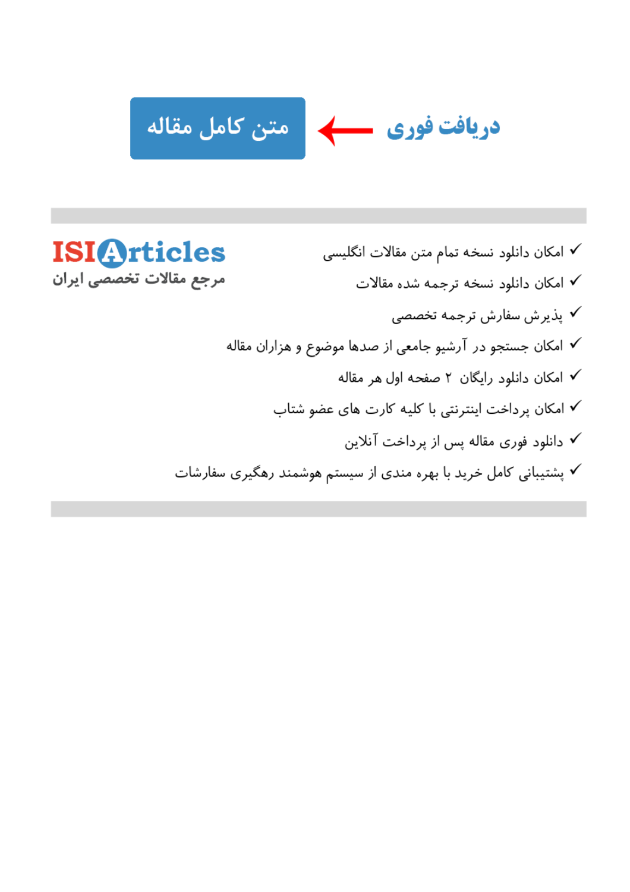دریافت فوری ← **متن کامل مقاله**

**ISIArticles**
مرجع مقالات تخصصی ایران

- ✓ امکان دانلود نسخه تمام متن مقالات انگلیسی
- ✓ امکان دانلود نسخه ترجمه شده مقالات
- ✓ پذیرش سفارش ترجمه تخصصی
- ✓ امکان جستجو در آرشیو جامعی از صدها موضوع و هزاران مقاله
- ✓ امکان دانلود رایگان ۲ صفحه اول هر مقاله
- ✓ امکان پرداخت اینترنتی با کلیه کارت های عضو شتاب
- ✓ دانلود فوری مقاله پس از پرداخت آنلاین
- ✓ پشتیبانی کامل خرید با بهره مندی از سیستم هوشمند رهگیری سفارشات